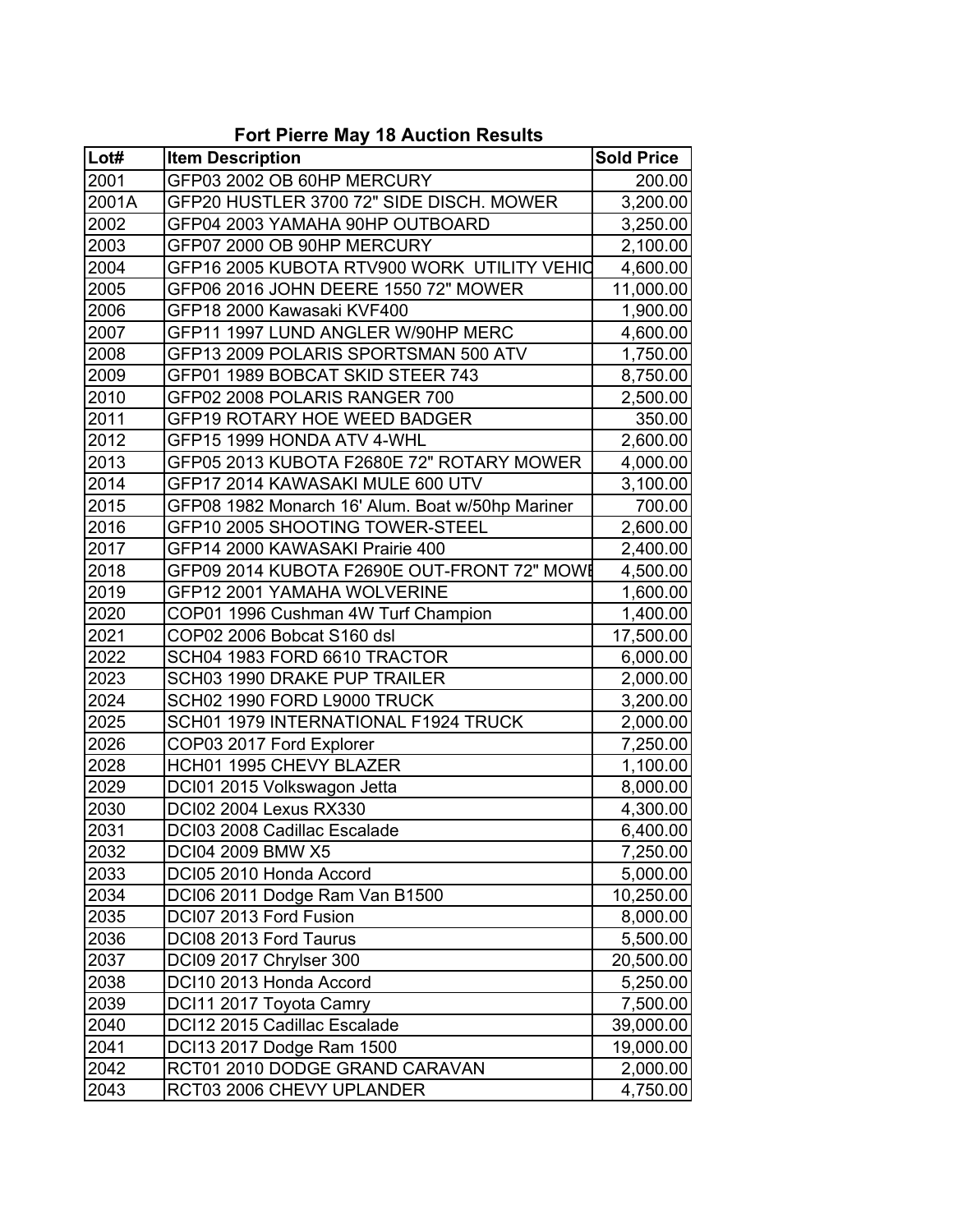## Fort Pierre May 18 Auction Results

| Lot# | Item Description | Sold Price |
|---|---|---|
| 2001 | GFP03 2002 OB 60HP MERCURY | 200.00 |
| 2001A | GFP20 HUSTLER 3700 72" SIDE DISCH. MOWER | 3,200.00 |
| 2002 | GFP04 2003 YAMAHA 90HP OUTBOARD | 3,250.00 |
| 2003 | GFP07 2000 OB 90HP MERCURY | 2,100.00 |
| 2004 | GFP16 2005 KUBOTA RTV900 WORK UTILITY VEHIC | 4,600.00 |
| 2005 | GFP06 2016 JOHN DEERE 1550 72" MOWER | 11,000.00 |
| 2006 | GFP18 2000 Kawasaki KVF400 | 1,900.00 |
| 2007 | GFP11 1997 LUND ANGLER W/90HP MERC | 4,600.00 |
| 2008 | GFP13 2009 POLARIS SPORTSMAN 500 ATV | 1,750.00 |
| 2009 | GFP01 1989 BOBCAT SKID STEER 743 | 8,750.00 |
| 2010 | GFP02 2008 POLARIS RANGER 700 | 2,500.00 |
| 2011 | GFP19 ROTARY HOE WEED BADGER | 350.00 |
| 2012 | GFP15 1999 HONDA ATV 4-WHL | 2,600.00 |
| 2013 | GFP05 2013 KUBOTA F2680E 72" ROTARY MOWER | 4,000.00 |
| 2014 | GFP17 2014 KAWASAKI MULE 600 UTV | 3,100.00 |
| 2015 | GFP08 1982 Monarch 16' Alum. Boat w/50hp Mariner | 700.00 |
| 2016 | GFP10 2005 SHOOTING TOWER-STEEL | 2,600.00 |
| 2017 | GFP14 2000 KAWASAKI Prairie 400 | 2,400.00 |
| 2018 | GFP09 2014 KUBOTA F2690E OUT-FRONT 72" MOWE | 4,500.00 |
| 2019 | GFP12 2001 YAMAHA WOLVERINE | 1,600.00 |
| 2020 | COP01 1996 Cushman 4W Turf Champion | 1,400.00 |
| 2021 | COP02 2006 Bobcat S160 dsl | 17,500.00 |
| 2022 | SCH04 1983 FORD 6610 TRACTOR | 6,000.00 |
| 2023 | SCH03 1990 DRAKE PUP TRAILER | 2,000.00 |
| 2024 | SCH02 1990 FORD L9000 TRUCK | 3,200.00 |
| 2025 | SCH01 1979 INTERNATIONAL F1924 TRUCK | 2,000.00 |
| 2026 | COP03 2017 Ford Explorer | 7,250.00 |
| 2028 | HCH01 1995 CHEVY BLAZER | 1,100.00 |
| 2029 | DCI01 2015 Volkswagon Jetta | 8,000.00 |
| 2030 | DCI02 2004 Lexus RX330 | 4,300.00 |
| 2031 | DCI03 2008 Cadillac Escalade | 6,400.00 |
| 2032 | DCI04 2009 BMW X5 | 7,250.00 |
| 2033 | DCI05 2010 Honda Accord | 5,000.00 |
| 2034 | DCI06 2011 Dodge Ram Van B1500 | 10,250.00 |
| 2035 | DCI07 2013 Ford Fusion | 8,000.00 |
| 2036 | DCI08 2013 Ford Taurus | 5,500.00 |
| 2037 | DCI09 2017 Chrylser 300 | 20,500.00 |
| 2038 | DCI10 2013 Honda Accord | 5,250.00 |
| 2039 | DCI11 2017 Toyota Camry | 7,500.00 |
| 2040 | DCI12 2015 Cadillac Escalade | 39,000.00 |
| 2041 | DCI13 2017 Dodge Ram 1500 | 19,000.00 |
| 2042 | RCT01 2010 DODGE GRAND CARAVAN | 2,000.00 |
| 2043 | RCT03 2006 CHEVY UPLANDER | 4,750.00 |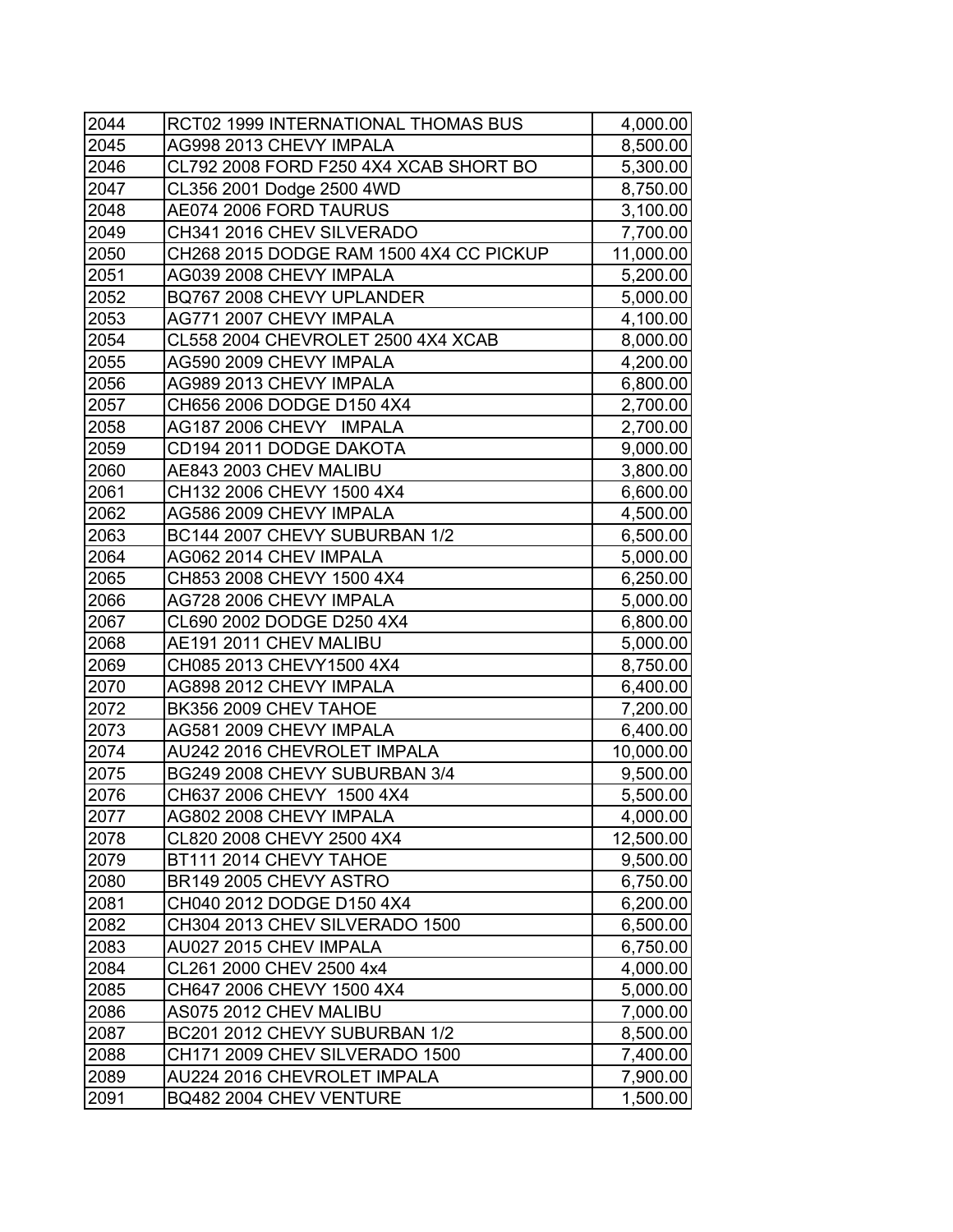| | | |
|---|---|---|
| 2044 | RCT02 1999 INTERNATIONAL THOMAS BUS | 4,000.00 |
| 2045 | AG998 2013 CHEVY IMPALA | 8,500.00 |
| 2046 | CL792 2008 FORD F250 4X4 XCAB SHORT BO | 5,300.00 |
| 2047 | CL356 2001 Dodge 2500 4WD | 8,750.00 |
| 2048 | AE074 2006 FORD TAURUS | 3,100.00 |
| 2049 | CH341 2016 CHEV SILVERADO | 7,700.00 |
| 2050 | CH268 2015 DODGE RAM 1500 4X4 CC PICKUP | 11,000.00 |
| 2051 | AG039 2008 CHEVY IMPALA | 5,200.00 |
| 2052 | BQ767 2008 CHEVY UPLANDER | 5,000.00 |
| 2053 | AG771 2007 CHEVY IMPALA | 4,100.00 |
| 2054 | CL558 2004 CHEVROLET 2500 4X4 XCAB | 8,000.00 |
| 2055 | AG590 2009 CHEVY IMPALA | 4,200.00 |
| 2056 | AG989 2013 CHEVY IMPALA | 6,800.00 |
| 2057 | CH656 2006 DODGE D150 4X4 | 2,700.00 |
| 2058 | AG187 2006 CHEVY IMPALA | 2,700.00 |
| 2059 | CD194 2011 DODGE DAKOTA | 9,000.00 |
| 2060 | AE843 2003 CHEV MALIBU | 3,800.00 |
| 2061 | CH132 2006 CHEVY 1500 4X4 | 6,600.00 |
| 2062 | AG586 2009 CHEVY IMPALA | 4,500.00 |
| 2063 | BC144 2007 CHEVY SUBURBAN 1/2 | 6,500.00 |
| 2064 | AG062 2014 CHEV IMPALA | 5,000.00 |
| 2065 | CH853 2008 CHEVY 1500 4X4 | 6,250.00 |
| 2066 | AG728 2006 CHEVY IMPALA | 5,000.00 |
| 2067 | CL690 2002 DODGE D250 4X4 | 6,800.00 |
| 2068 | AE191 2011 CHEV MALIBU | 5,000.00 |
| 2069 | CH085 2013 CHEVY1500 4X4 | 8,750.00 |
| 2070 | AG898 2012 CHEVY IMPALA | 6,400.00 |
| 2072 | BK356 2009 CHEV TAHOE | 7,200.00 |
| 2073 | AG581 2009 CHEVY IMPALA | 6,400.00 |
| 2074 | AU242 2016 CHEVROLET IMPALA | 10,000.00 |
| 2075 | BG249 2008 CHEVY SUBURBAN 3/4 | 9,500.00 |
| 2076 | CH637 2006 CHEVY 1500 4X4 | 5,500.00 |
| 2077 | AG802 2008 CHEVY IMPALA | 4,000.00 |
| 2078 | CL820 2008 CHEVY 2500 4X4 | 12,500.00 |
| 2079 | BT111 2014 CHEVY TAHOE | 9,500.00 |
| 2080 | BR149 2005 CHEVY ASTRO | 6,750.00 |
| 2081 | CH040 2012 DODGE D150 4X4 | 6,200.00 |
| 2082 | CH304 2013 CHEV SILVERADO 1500 | 6,500.00 |
| 2083 | AU027 2015 CHEV IMPALA | 6,750.00 |
| 2084 | CL261 2000 CHEV 2500 4x4 | 4,000.00 |
| 2085 | CH647 2006 CHEVY 1500 4X4 | 5,000.00 |
| 2086 | AS075 2012 CHEV MALIBU | 7,000.00 |
| 2087 | BC201 2012 CHEVY SUBURBAN 1/2 | 8,500.00 |
| 2088 | CH171 2009 CHEV SILVERADO 1500 | 7,400.00 |
| 2089 | AU224 2016 CHEVROLET IMPALA | 7,900.00 |
| 2091 | BQ482 2004 CHEV VENTURE | 1,500.00 |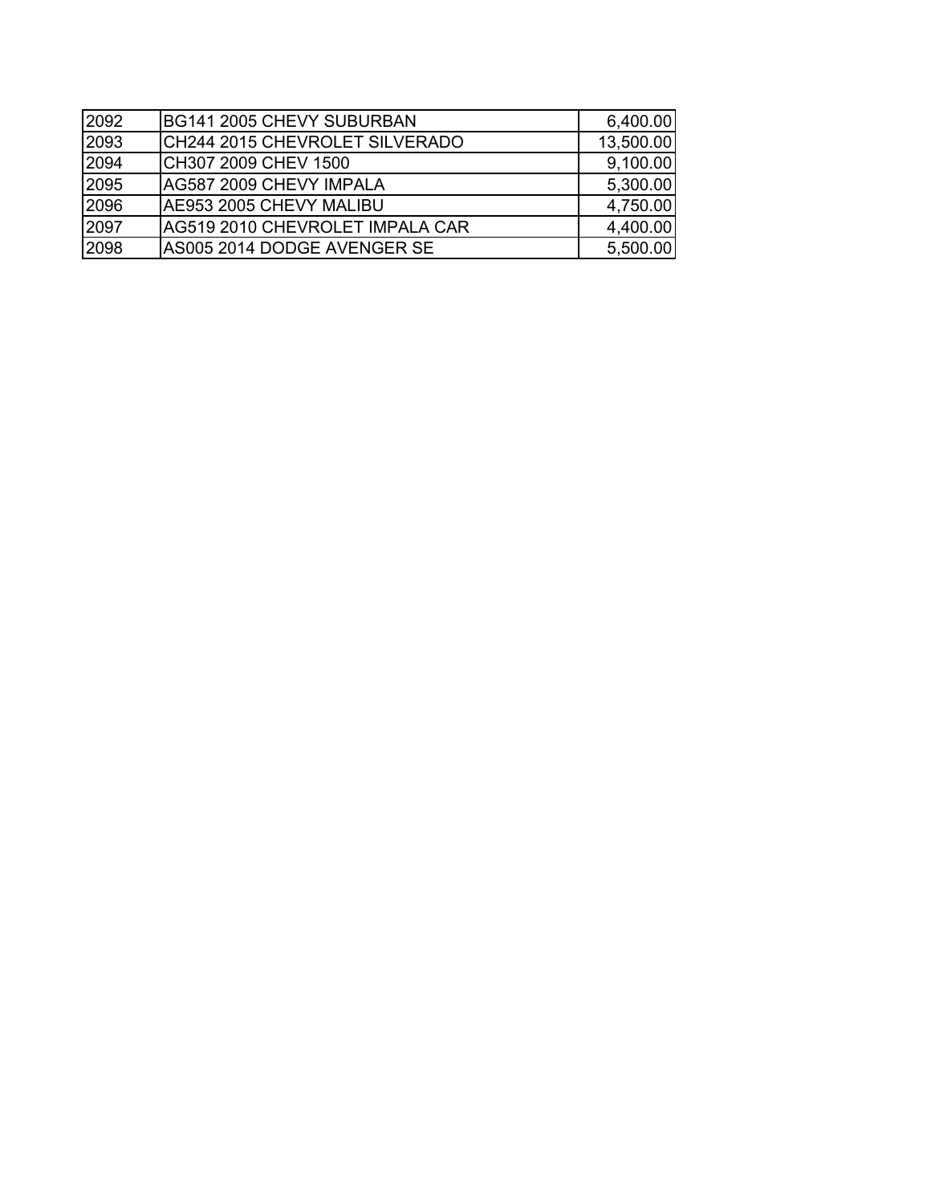| | | |
|---|---|---|
| 2092 | BG141 2005 CHEVY SUBURBAN | 6,400.00 |
| 2093 | CH244 2015 CHEVROLET SILVERADO | 13,500.00 |
| 2094 | CH307 2009 CHEV 1500 | 9,100.00 |
| 2095 | AG587 2009 CHEVY IMPALA | 5,300.00 |
| 2096 | AE953 2005 CHEVY MALIBU | 4,750.00 |
| 2097 | AG519 2010 CHEVROLET IMPALA CAR | 4,400.00 |
| 2098 | AS005 2014 DODGE AVENGER SE | 5,500.00 |